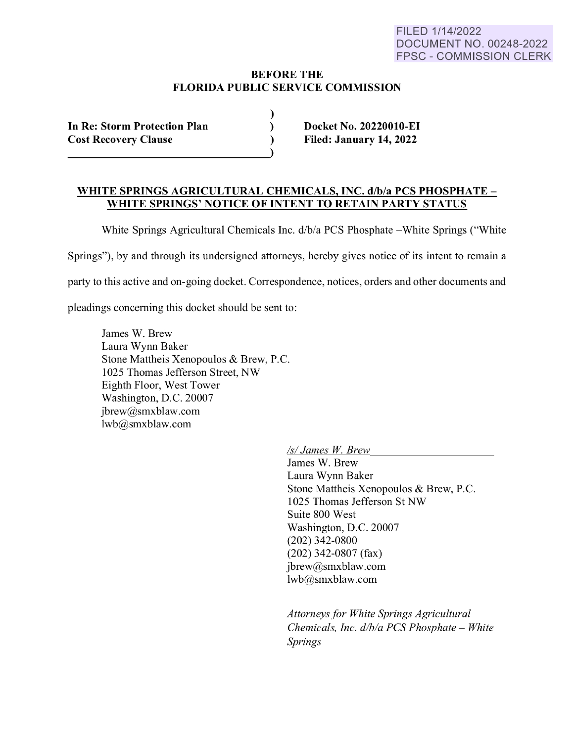FILED 1/14/2022
DOCUMENT NO. 00248-2022
FPSC - COMMISSION CLERK

**BEFORE THE**
**FLORIDA PUBLIC SERVICE COMMISSION**

| | | |
|---|---|---|
| **In Re: Storm Protection Plan Cost Recovery Clause** | ) | **Docket No. 20220010-EI** |
| | ) | **Filed: January 14, 2022** |

## WHITE SPRINGS AGRICULTURAL CHEMICALS, INC. d/b/a PCS PHOSPHATE – WHITE SPRINGS' NOTICE OF INTENT TO RETAIN PARTY STATUS

White Springs Agricultural Chemicals Inc. d/b/a PCS Phosphate –White Springs ("White Springs"), by and through its undersigned attorneys, hereby gives notice of its intent to remain a party to this active and on-going docket. Correspondence, notices, orders and other documents and pleadings concerning this docket should be sent to:

James W. Brew
Laura Wynn Baker
Stone Mattheis Xenopoulos & Brew, P.C.
1025 Thomas Jefferson Street, NW
Eighth Floor, West Tower
Washington, D.C. 20007
jbrew@smxblaw.com
lwb@smxblaw.com

*/s/ James W. Brew*
James W. Brew
Laura Wynn Baker
Stone Mattheis Xenopoulos & Brew, P.C.
1025 Thomas Jefferson St NW
Suite 800 West
Washington, D.C. 20007
(202) 342-0800
(202) 342-0807 (fax)
jbrew@smxblaw.com
lwb@smxblaw.com

*Attorneys for White Springs Agricultural Chemicals, Inc. d/b/a PCS Phosphate – White Springs*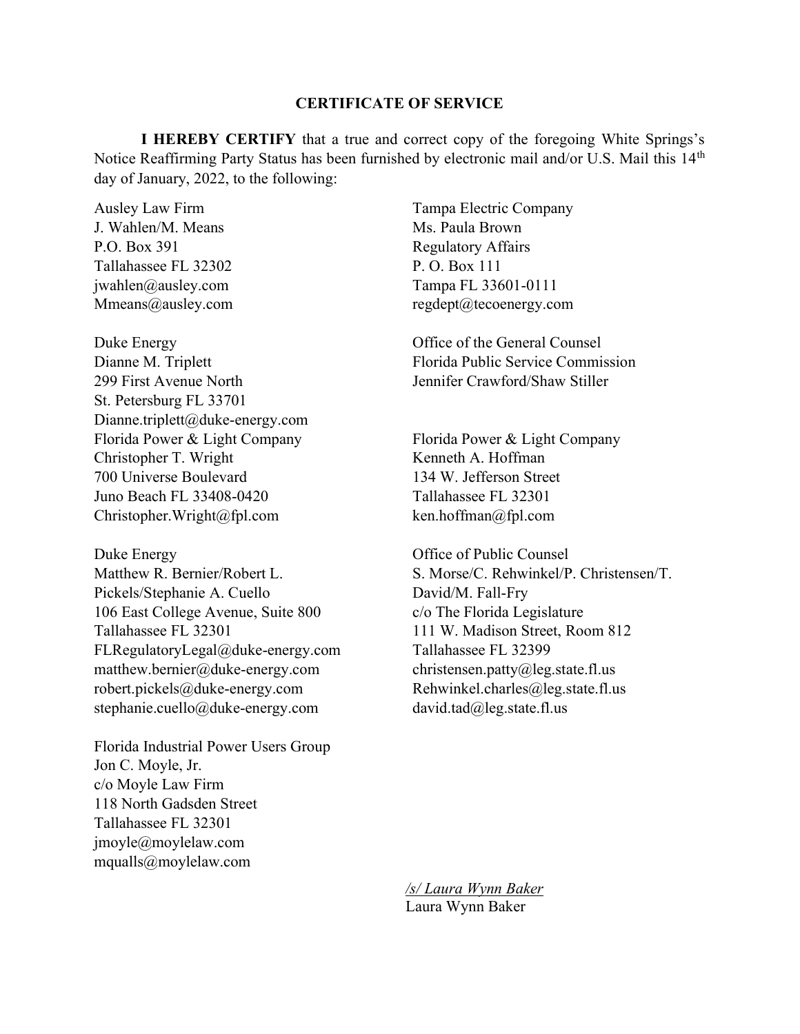## CERTIFICATE OF SERVICE

**I HEREBY CERTIFY** that a true and correct copy of the foregoing White Springs's Notice Reaffirming Party Status has been furnished by electronic mail and/or U.S. Mail this 14th day of January, 2022, to the following:

Ausley Law Firm
J. Wahlen/M. Means
P.O. Box 391
Tallahassee FL 32302
jwahlen@ausley.com
Mmeans@ausley.com

Tampa Electric Company
Ms. Paula Brown
Regulatory Affairs
P. O. Box 111
Tampa FL 33601-0111
regdept@tecoenergy.com

Duke Energy
Dianne M. Triplett
299 First Avenue North
St. Petersburg FL 33701
Dianne.triplett@duke-energy.com

Office of the General Counsel
Florida Public Service Commission
Jennifer Crawford/Shaw Stiller

Florida Power & Light Company
Christopher T. Wright
700 Universe Boulevard
Juno Beach FL 33408-0420
Christopher.Wright@fpl.com

Florida Power & Light Company
Kenneth A. Hoffman
134 W. Jefferson Street
Tallahassee FL 32301
ken.hoffman@fpl.com

Duke Energy
Matthew R. Bernier/Robert L. Pickels/Stephanie A. Cuello
106 East College Avenue, Suite 800
Tallahassee FL 32301
FLRegulatoryLegal@duke-energy.com
matthew.bernier@duke-energy.com
robert.pickels@duke-energy.com
stephanie.cuello@duke-energy.com

Office of Public Counsel
S. Morse/C. Rehwinkel/P. Christensen/T. David/M. Fall-Fry
c/o The Florida Legislature
111 W. Madison Street, Room 812
Tallahassee FL 32399
christensen.patty@leg.state.fl.us
Rehwinkel.charles@leg.state.fl.us
david.tad@leg.state.fl.us

Florida Industrial Power Users Group
Jon C. Moyle, Jr.
c/o Moyle Law Firm
118 North Gadsden Street
Tallahassee FL 32301
jmoyle@moylelaw.com
mqualls@moylelaw.com

*/s/ Laura Wynn Baker*
Laura Wynn Baker